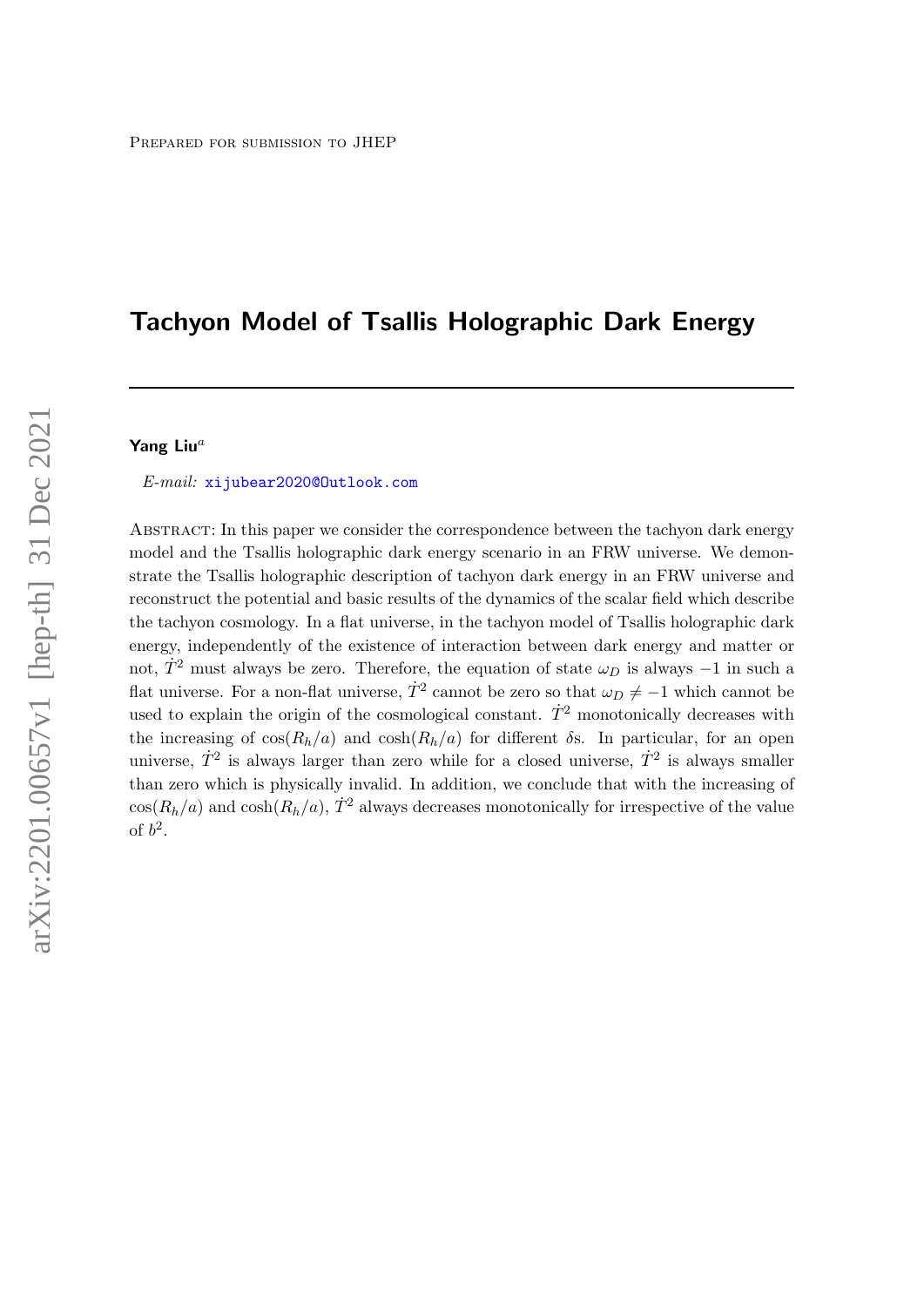Prepared for submission to JHEP

# Tachyon Model of Tsallis Holographic Dark Energy

**Yang Liu**[a]

*E-mail:* xijubear2020@Outlook.com

Abstract: In this paper we consider the correspondence between the tachyon dark energy model and the Tsallis holographic dark energy scenario in an FRW universe. We demonstrate the Tsallis holographic description of tachyon dark energy in an FRW universe and reconstruct the potential and basic results of the dynamics of the scalar field which describe the tachyon cosmology. In a flat universe, in the tachyon model of Tsallis holographic dark energy, independently of the existence of interaction between dark energy and matter or not, $\dot{T}^2$ must always be zero. Therefore, the equation of state $\omega_D$ is always $-1$ in such a flat universe. For a non-flat universe, $\dot{T}^2$ cannot be zero so that $\omega_D \neq -1$ which cannot be used to explain the origin of the cosmological constant. $\dot{T}^2$ monotonically decreases with the increasing of $\cos(R_h/a)$ and $\cosh(R_h/a)$ for different $\delta$s. In particular, for an open universe, $\dot{T}^2$ is always larger than zero while for a closed universe, $\dot{T}^2$ is always smaller than zero which is physically invalid. In addition, we conclude that with the increasing of $\cos(R_h/a)$ and $\cosh(R_h/a)$, $\dot{T}^2$ always decreases monotonically for irrespective of the value of $b^2$.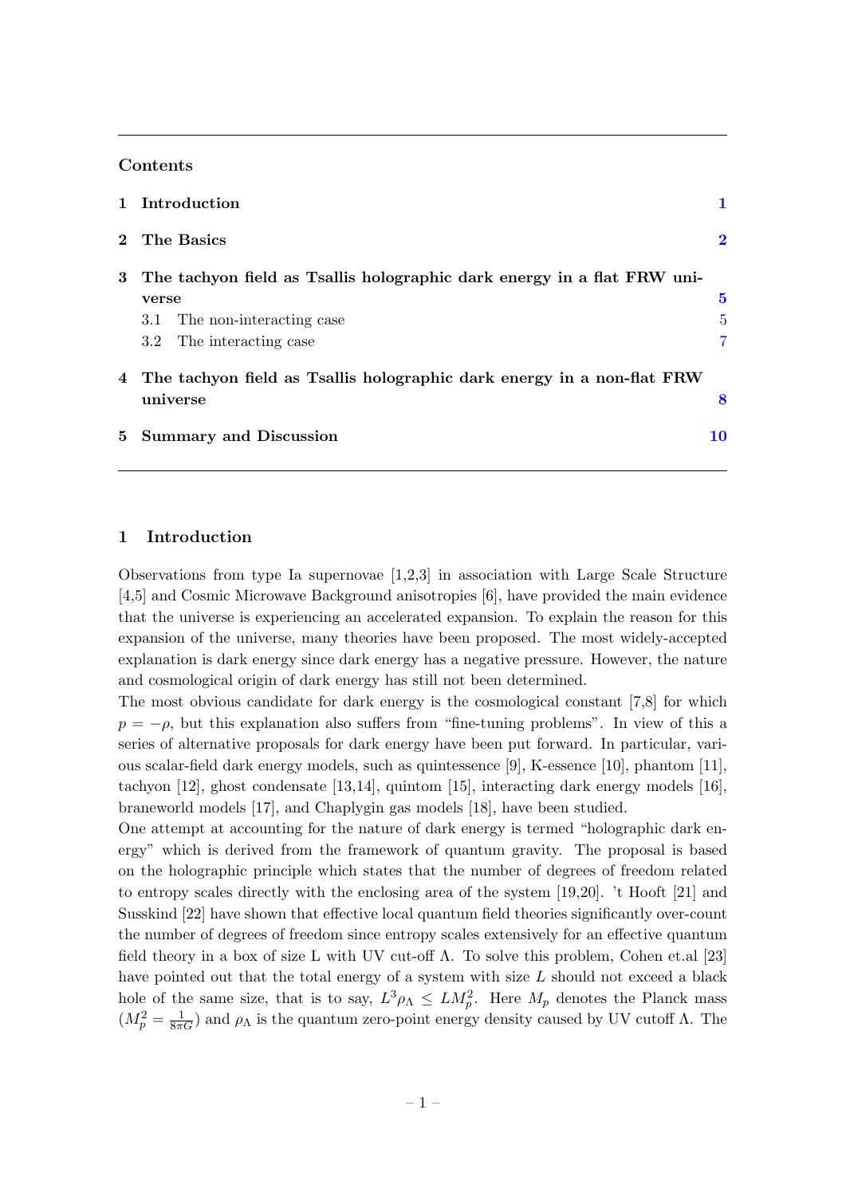## Contents

1 Introduction 1

2 The Basics 2

3 The tachyon field as Tsallis holographic dark energy in a flat FRW universe 5

- 3.1 The non-interacting case 5
- 3.2 The interacting case 7

4 The tachyon field as Tsallis holographic dark energy in a non-flat FRW universe 8

5 Summary and Discussion 10

# 1 Introduction

Observations from type Ia supernovae [1,2,3] in association with Large Scale Structure [4,5] and Cosmic Microwave Background anisotropies [6], have provided the main evidence that the universe is experiencing an accelerated expansion. To explain the reason for this expansion of the universe, many theories have been proposed. The most widely-accepted explanation is dark energy since dark energy has a negative pressure. However, the nature and cosmological origin of dark energy has still not been determined.

The most obvious candidate for dark energy is the cosmological constant [7,8] for which $p = -\rho$, but this explanation also suffers from "fine-tuning problems". In view of this a series of alternative proposals for dark energy have been put forward. In particular, various scalar-field dark energy models, such as quintessence [9], K-essence [10], phantom [11], tachyon [12], ghost condensate [13,14], quintom [15], interacting dark energy models [16], braneworld models [17], and Chaplygin gas models [18], have been studied.

One attempt at accounting for the nature of dark energy is termed "holographic dark energy" which is derived from the framework of quantum gravity. The proposal is based on the holographic principle which states that the number of degrees of freedom related to entropy scales directly with the enclosing area of the system [19,20]. 't Hooft [21] and Susskind [22] have shown that effective local quantum field theories significantly over-count the number of degrees of freedom since entropy scales extensively for an effective quantum field theory in a box of size L with UV cut-off $\Lambda$. To solve this problem, Cohen et.al [23] have pointed out that the total energy of a system with size $L$ should not exceed a black hole of the same size, that is to say, $L^3\rho_\Lambda \leq LM_p^2$. Here $M_p$ denotes the Planck mass ($M_p^2 = \frac{1}{8\pi G}$) and $\rho_\Lambda$ is the quantum zero-point energy density caused by UV cutoff $\Lambda$. The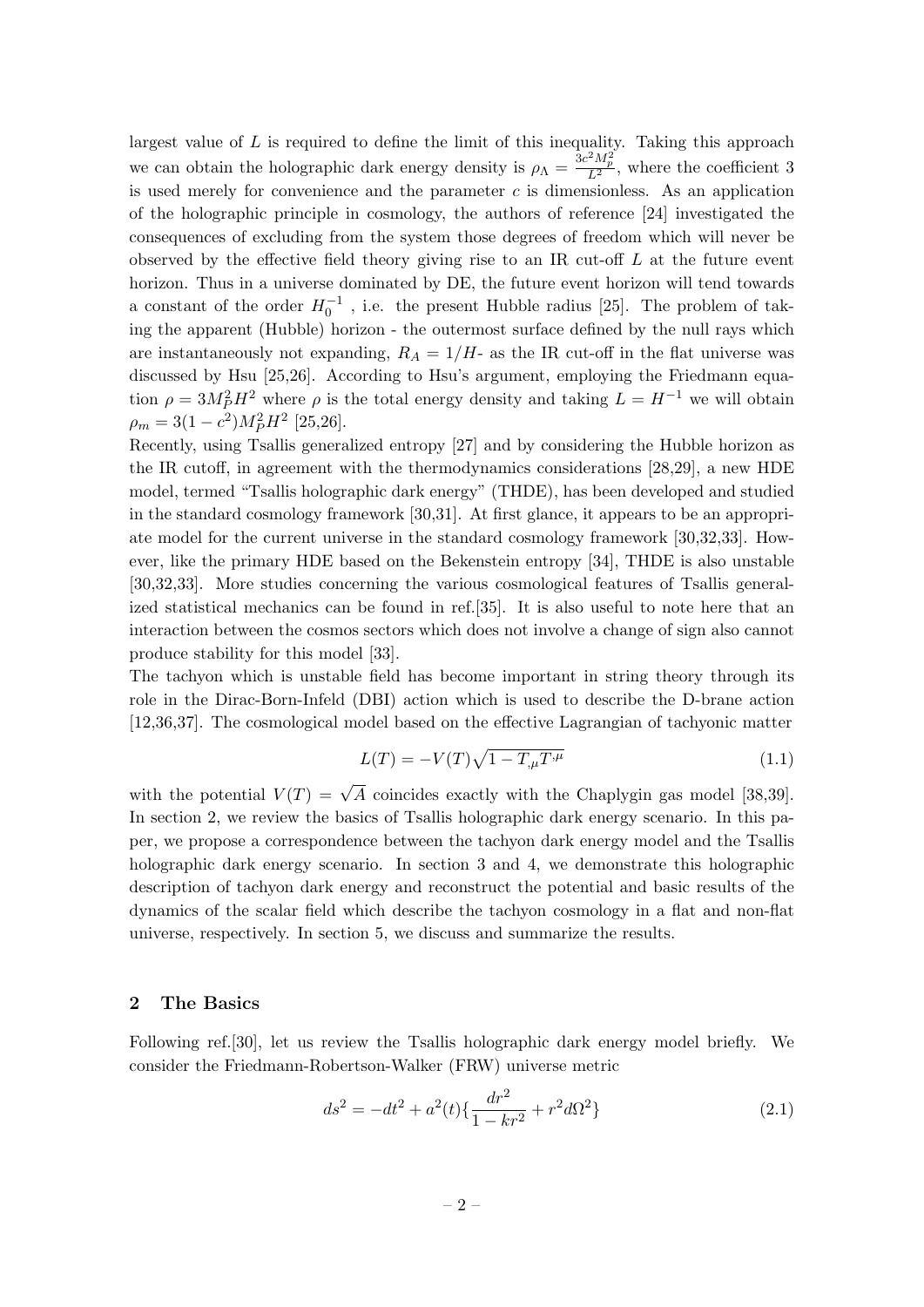largest value of $L$ is required to define the limit of this inequality. Taking this approach we can obtain the holographic dark energy density is $\rho_\Lambda = \frac{3c^2 M_p^2}{L^2}$, where the coefficient 3 is used merely for convenience and the parameter $c$ is dimensionless. As an application of the holographic principle in cosmology, the authors of reference [24] investigated the consequences of excluding from the system those degrees of freedom which will never be observed by the effective field theory giving rise to an IR cut-off $L$ at the future event horizon. Thus in a universe dominated by DE, the future event horizon will tend towards a constant of the order $H_0^{-1}$ , i.e. the present Hubble radius [25]. The problem of taking the apparent (Hubble) horizon - the outermost surface defined by the null rays which are instantaneously not expanding, $R_A = 1/H$- as the IR cut-off in the flat universe was discussed by Hsu [25,26]. According to Hsu's argument, employing the Friedmann equation $\rho = 3M_P^2 H^2$ where $\rho$ is the total energy density and taking $L = H^{-1}$ we will obtain $\rho_m = 3(1-c^2)M_P^2 H^2$ [25,26].

Recently, using Tsallis generalized entropy [27] and by considering the Hubble horizon as the IR cutoff, in agreement with the thermodynamics considerations [28,29], a new HDE model, termed "Tsallis holographic dark energy" (THDE), has been developed and studied in the standard cosmology framework [30,31]. At first glance, it appears to be an appropriate model for the current universe in the standard cosmology framework [30,32,33]. However, like the primary HDE based on the Bekenstein entropy [34], THDE is also unstable [30,32,33]. More studies concerning the various cosmological features of Tsallis generalized statistical mechanics can be found in ref.[35]. It is also useful to note here that an interaction between the cosmos sectors which does not involve a change of sign also cannot produce stability for this model [33].

The tachyon which is unstable field has become important in string theory through its role in the Dirac-Born-Infeld (DBI) action which is used to describe the D-brane action [12,36,37]. The cosmological model based on the effective Lagrangian of tachyonic matter

$$L(T) = -V(T)\sqrt{1 - T_{,\mu}T^{;\mu}} \tag{1.1}$$

with the potential $V(T) = \sqrt{A}$ coincides exactly with the Chaplygin gas model [38,39]. In section 2, we review the basics of Tsallis holographic dark energy scenario. In this paper, we propose a correspondence between the tachyon dark energy model and the Tsallis holographic dark energy scenario. In section 3 and 4, we demonstrate this holographic description of tachyon dark energy and reconstruct the potential and basic results of the dynamics of the scalar field which describe the tachyon cosmology in a flat and non-flat universe, respectively. In section 5, we discuss and summarize the results.

## 2 The Basics

Following ref.[30], let us review the Tsallis holographic dark energy model briefly. We consider the Friedmann-Robertson-Walker (FRW) universe metric

$$ds^2 = -dt^2 + a^2(t)\{\frac{dr^2}{1-kr^2} + r^2 d\Omega^2\} \tag{2.1}$$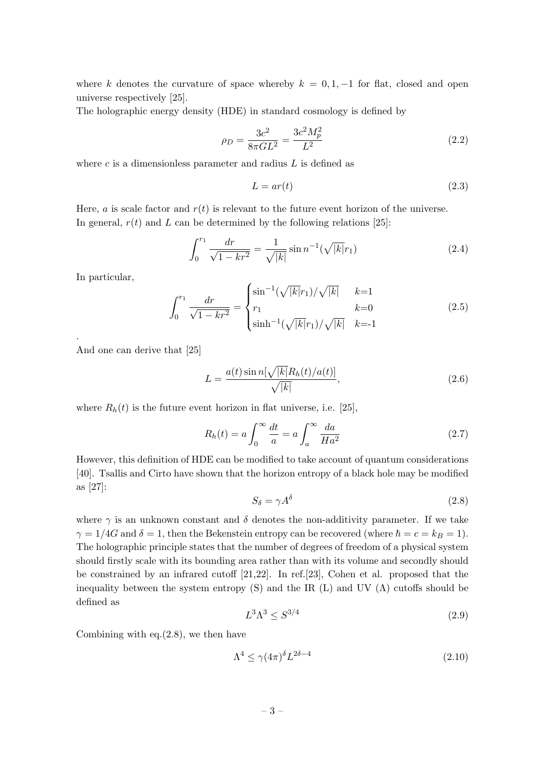where $k$ denotes the curvature of space whereby $k = 0, 1, -1$ for flat, closed and open universe respectively [25].
The holographic energy density (HDE) in standard cosmology is defined by

$$\rho_D = \frac{3c^2}{8\pi G L^2} = \frac{3c^2 M_p^2}{L^2} \tag{2.2}$$

where $c$ is a dimensionless parameter and radius $L$ is defined as

$$L = ar(t) \tag{2.3}$$

Here, $a$ is scale factor and $r(t)$ is relevant to the future event horizon of the universe.
In general, $r(t)$ and $L$ can be determined by the following relations [25]:

$$\int_0^{r_1} \frac{dr}{\sqrt{1-kr^2}} = \frac{1}{\sqrt{|k|}} \sin n^{-1}(\sqrt{|k|} r_1) \tag{2.4}$$

In particular,

$$\int_0^{r_1} \frac{dr}{\sqrt{1-kr^2}} = \begin{cases} \sin^{-1}(\sqrt{|k|} r_1)/\sqrt{|k|} & k{=}1 \\ r_1 & k{=}0 \\ \sinh^{-1}(\sqrt{|k|} r_1)/\sqrt{|k|} & k{=}{-1} \end{cases} \tag{2.5}$$

.
And one can derive that [25]

$$L = \frac{a(t) \sin n[\sqrt{|k|} R_h(t)/a(t)]}{\sqrt{|k|}}, \tag{2.6}$$

where $R_h(t)$ is the future event horizon in flat universe, i.e. [25],

$$R_h(t) = a \int_0^{\infty} \frac{dt}{a} = a \int_a^{\infty} \frac{da}{Ha^2} \tag{2.7}$$

However, this definition of HDE can be modified to take account of quantum considerations [40]. Tsallis and Cirto have shown that the horizon entropy of a black hole may be modified as [27]:

$$S_\delta = \gamma A^\delta \tag{2.8}$$

where $\gamma$ is an unknown constant and $\delta$ denotes the non-additivity parameter. If we take $\gamma = 1/4G$ and $\delta = 1$, then the Bekenstein entropy can be recovered (where $\hbar = c = k_B = 1$). The holographic principle states that the number of degrees of freedom of a physical system should firstly scale with its bounding area rather than with its volume and secondly should be constrained by an infrared cutoff [21,22]. In ref.[23], Cohen et al. proposed that the inequality between the system entropy (S) and the IR (L) and UV ($\Lambda$) cutoffs should be defined as

$$L^3 \Lambda^3 \leq S^{3/4} \tag{2.9}$$

Combining with eq.(2.8), we then have

$$\Lambda^4 \leq \gamma (4\pi)^\delta L^{2\delta - 4} \tag{2.10}$$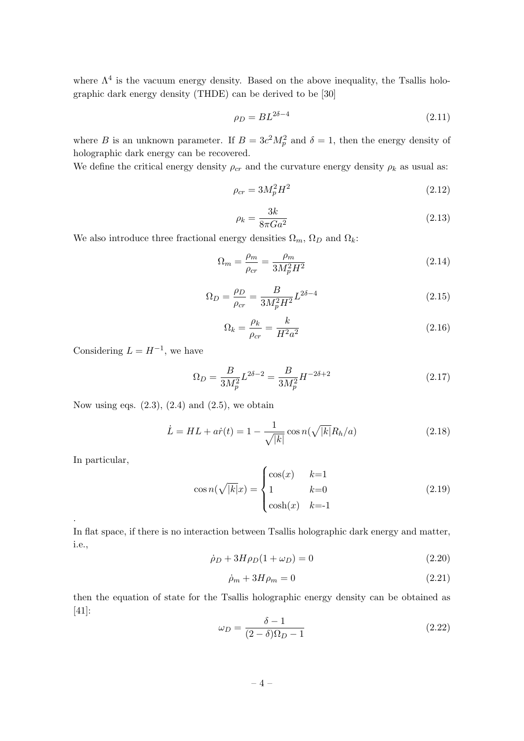where $\Lambda^4$ is the vacuum energy density. Based on the above inequality, the Tsallis holographic dark energy density (THDE) can be derived to be [30]

$$\rho_D = BL^{2\delta-4} \tag{2.11}$$

where $B$ is an unknown parameter. If $B = 3c^2M_p^2$ and $\delta = 1$, then the energy density of holographic dark energy can be recovered.
We define the critical energy density $\rho_{cr}$ and the curvature energy density $\rho_k$ as usual as:

$$\rho_{cr} = 3M_p^2H^2 \tag{2.12}$$

$$\rho_k = \frac{3k}{8\pi Ga^2} \tag{2.13}$$

We also introduce three fractional energy densities $\Omega_m$, $\Omega_D$ and $\Omega_k$:

$$\Omega_m = \frac{\rho_m}{\rho_{cr}} = \frac{\rho_m}{3M_p^2H^2} \tag{2.14}$$

$$\Omega_D = \frac{\rho_D}{\rho_{cr}} = \frac{B}{3M_p^2H^2}L^{2\delta-4} \tag{2.15}$$

$$\Omega_k = \frac{\rho_k}{\rho_{cr}} = \frac{k}{H^2a^2} \tag{2.16}$$

Considering $L = H^{-1}$, we have

$$\Omega_D = \frac{B}{3M_p^2}L^{2\delta-2} = \frac{B}{3M_p^2}H^{-2\delta+2} \tag{2.17}$$

Now using eqs. (2.3), (2.4) and (2.5), we obtain

$$\dot{L} = HL + a\dot{r}(t) = 1 - \frac{1}{\sqrt{|k|}}\cos n(\sqrt{|k|}R_h/a) \tag{2.18}$$

In particular,

$$\cos n(\sqrt{|k|}x) = \begin{cases} \cos(x) & k=1 \\ 1 & k=0 \\ \cosh(x) & k=-1 \end{cases} \tag{2.19}$$

.
In flat space, if there is no interaction between Tsallis holographic dark energy and matter, i.e.,

$$\dot{\rho}_D + 3H\rho_D(1+\omega_D) = 0 \tag{2.20}$$

$$\dot{\rho}_m + 3H\rho_m = 0 \tag{2.21}$$

then the equation of state for the Tsallis holographic energy density can be obtained as [41]:

$$\omega_D = \frac{\delta - 1}{(2-\delta)\Omega_D - 1} \tag{2.22}$$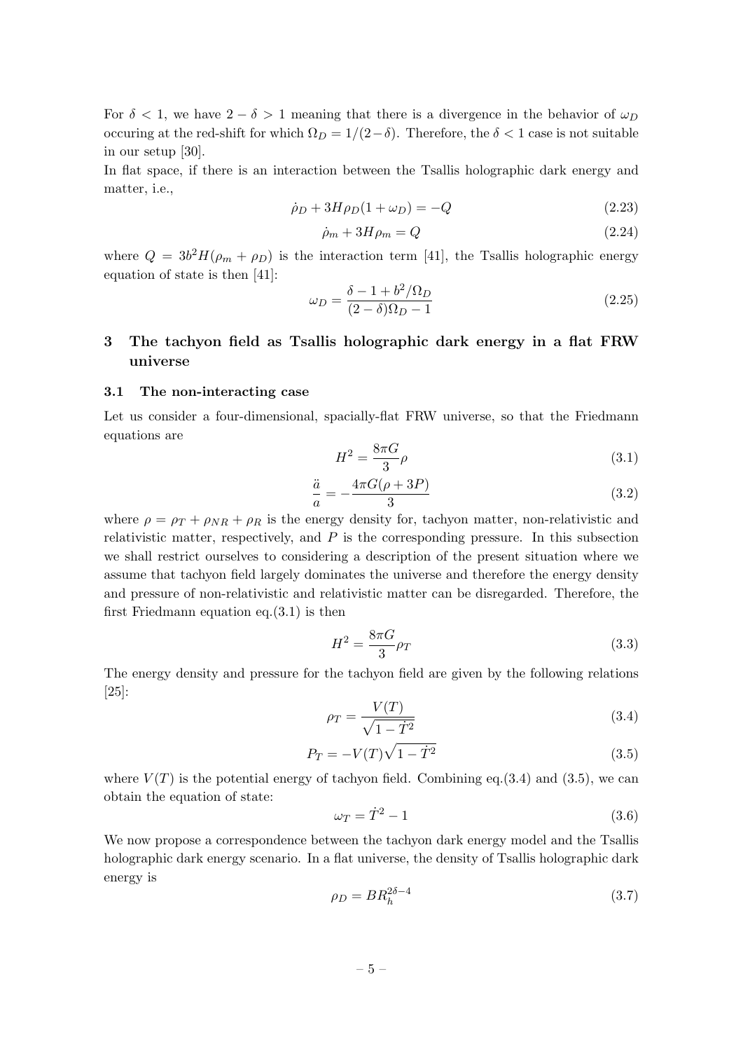For $\delta < 1$, we have $2 - \delta > 1$ meaning that there is a divergence in the behavior of $\omega_D$ occuring at the red-shift for which $\Omega_D = 1/(2-\delta)$. Therefore, the $\delta < 1$ case is not suitable in our setup [30].

In flat space, if there is an interaction between the Tsallis holographic dark energy and matter, i.e.,

$$\dot{\rho}_D + 3H\rho_D(1 + \omega_D) = -Q \tag{2.23}$$

$$\dot{\rho}_m + 3H\rho_m = Q \tag{2.24}$$

where $Q = 3b^2H(\rho_m + \rho_D)$ is the interaction term [41], the Tsallis holographic energy equation of state is then [41]:

$$\omega_D = \frac{\delta - 1 + b^2/\Omega_D}{(2-\delta)\Omega_D - 1} \tag{2.25}$$

## 3 The tachyon field as Tsallis holographic dark energy in a flat FRW universe

### 3.1 The non-interacting case

Let us consider a four-dimensional, spacially-flat FRW universe, so that the Friedmann equations are

$$H^2 = \frac{8\pi G}{3}\rho \tag{3.1}$$

$$\frac{\ddot{a}}{a} = -\frac{4\pi G(\rho + 3P)}{3} \tag{3.2}$$

where $\rho = \rho_T + \rho_{NR} + \rho_R$ is the energy density for, tachyon matter, non-relativistic and relativistic matter, respectively, and $P$ is the corresponding pressure. In this subsection we shall restrict ourselves to considering a description of the present situation where we assume that tachyon field largely dominates the universe and therefore the energy density and pressure of non-relativistic and relativistic matter can be disregarded. Therefore, the first Friedmann equation eq.(3.1) is then

$$H^2 = \frac{8\pi G}{3}\rho_T \tag{3.3}$$

The energy density and pressure for the tachyon field are given by the following relations [25]:

$$\rho_T = \frac{V(T)}{\sqrt{1 - \dot{T}^2}} \tag{3.4}$$

$$P_T = -V(T)\sqrt{1 - \dot{T}^2} \tag{3.5}$$

where $V(T)$ is the potential energy of tachyon field. Combining eq.(3.4) and (3.5), we can obtain the equation of state:

$$\omega_T = \dot{T}^2 - 1 \tag{3.6}$$

We now propose a correspondence between the tachyon dark energy model and the Tsallis holographic dark energy scenario. In a flat universe, the density of Tsallis holographic dark energy is

$$\rho_D = BR_h^{2\delta-4} \tag{3.7}$$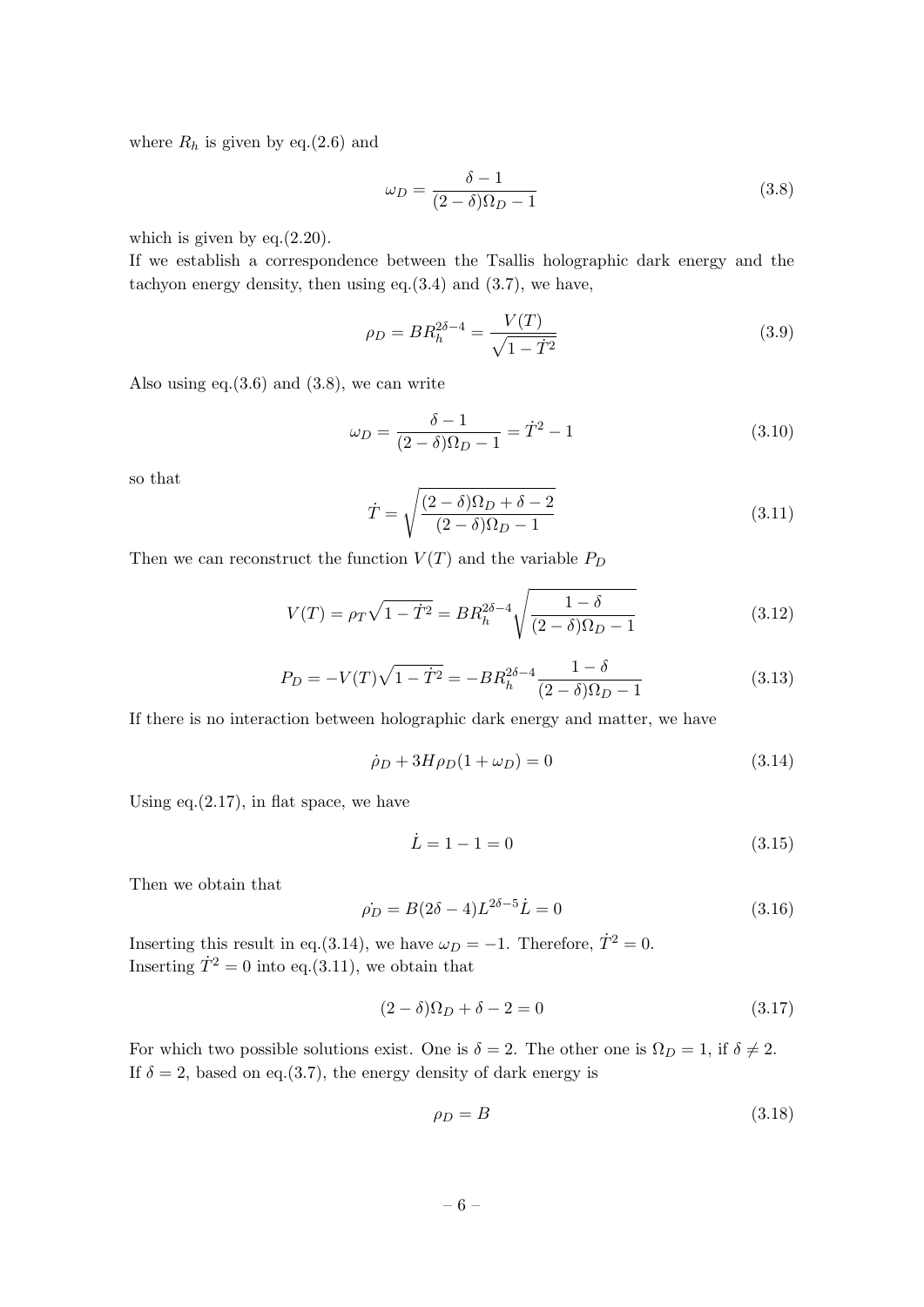where $R_h$ is given by eq.(2.6) and

$$\omega_D = \frac{\delta - 1}{(2-\delta)\Omega_D - 1} \tag{3.8}$$

which is given by eq.(2.20).
If we establish a correspondence between the Tsallis holographic dark energy and the tachyon energy density, then using eq.(3.4) and (3.7), we have,

$$\rho_D = BR_h^{2\delta-4} = \frac{V(T)}{\sqrt{1-\dot{T}^2}} \tag{3.9}$$

Also using eq.(3.6) and (3.8), we can write

$$\omega_D = \frac{\delta - 1}{(2-\delta)\Omega_D - 1} = \dot{T}^2 - 1 \tag{3.10}$$

so that

$$\dot{T} = \sqrt{\frac{(2-\delta)\Omega_D + \delta - 2}{(2-\delta)\Omega_D - 1}} \tag{3.11}$$

Then we can reconstruct the function $V(T)$ and the variable $P_D$

$$V(T) = \rho_T\sqrt{1-\dot{T}^2} = BR_h^{2\delta-4}\sqrt{\frac{1-\delta}{(2-\delta)\Omega_D - 1}} \tag{3.12}$$

$$P_D = -V(T)\sqrt{1-\dot{T}^2} = -BR_h^{2\delta-4}\frac{1-\delta}{(2-\delta)\Omega_D - 1} \tag{3.13}$$

If there is no interaction between holographic dark energy and matter, we have

$$\dot{\rho}_D + 3H\rho_D(1+\omega_D) = 0 \tag{3.14}$$

Using eq.(2.17), in flat space, we have

$$\dot{L} = 1 - 1 = 0 \tag{3.15}$$

Then we obtain that

$$\dot{\rho_D} = B(2\delta - 4)L^{2\delta-5}\dot{L} = 0 \tag{3.16}$$

Inserting this result in eq.(3.14), we have $\omega_D = -1$. Therefore, $\dot{T}^2 = 0$.
Inserting $\dot{T}^2 = 0$ into eq.(3.11), we obtain that

$$(2-\delta)\Omega_D + \delta - 2 = 0 \tag{3.17}$$

For which two possible solutions exist. One is $\delta = 2$. The other one is $\Omega_D = 1$, if $\delta \neq 2$.
If $\delta = 2$, based on eq.(3.7), the energy density of dark energy is

$$\rho_D = B \tag{3.18}$$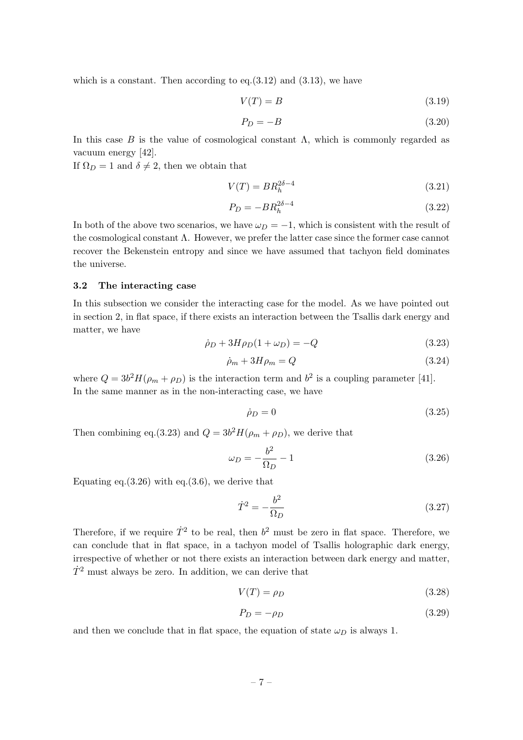which is a constant. Then according to eq.(3.12) and (3.13), we have

$$V(T) = B \tag{3.19}$$

$$P_D = -B \tag{3.20}$$

In this case $B$ is the value of cosmological constant $\Lambda$, which is commonly regarded as vacuum energy [42].

If $\Omega_D = 1$ and $\delta \neq 2$, then we obtain that

$$V(T) = BR_h^{2\delta-4} \tag{3.21}$$

$$P_D = -BR_h^{2\delta-4} \tag{3.22}$$

In both of the above two scenarios, we have $\omega_D = -1$, which is consistent with the result of the cosmological constant $\Lambda$. However, we prefer the latter case since the former case cannot recover the Bekenstein entropy and since we have assumed that tachyon field dominates the universe.

### 3.2 The interacting case

In this subsection we consider the interacting case for the model. As we have pointed out in section 2, in flat space, if there exists an interaction between the Tsallis dark energy and matter, we have

$$\dot{\rho}_D + 3H\rho_D(1+\omega_D) = -Q \tag{3.23}$$

$$\dot{\rho}_m + 3H\rho_m = Q \tag{3.24}$$

where $Q = 3b^2 H(\rho_m + \rho_D)$ is the interaction term and $b^2$ is a coupling parameter [41]. In the same manner as in the non-interacting case, we have

$$\dot{\rho}_D = 0 \tag{3.25}$$

Then combining eq.(3.23) and $Q = 3b^2 H(\rho_m + \rho_D)$, we derive that

$$\omega_D = -\frac{b^2}{\Omega_D} - 1 \tag{3.26}$$

Equating eq.(3.26) with eq.(3.6), we derive that

$$\dot{T}^2 = -\frac{b^2}{\Omega_D} \tag{3.27}$$

Therefore, if we require $\dot{T}^2$ to be real, then $b^2$ must be zero in flat space. Therefore, we can conclude that in flat space, in a tachyon model of Tsallis holographic dark energy, irrespective of whether or not there exists an interaction between dark energy and matter, $\dot{T}^2$ must always be zero. In addition, we can derive that

$$V(T) = \rho_D \tag{3.28}$$

$$P_D = -\rho_D \tag{3.29}$$

and then we conclude that in flat space, the equation of state $\omega_D$ is always 1.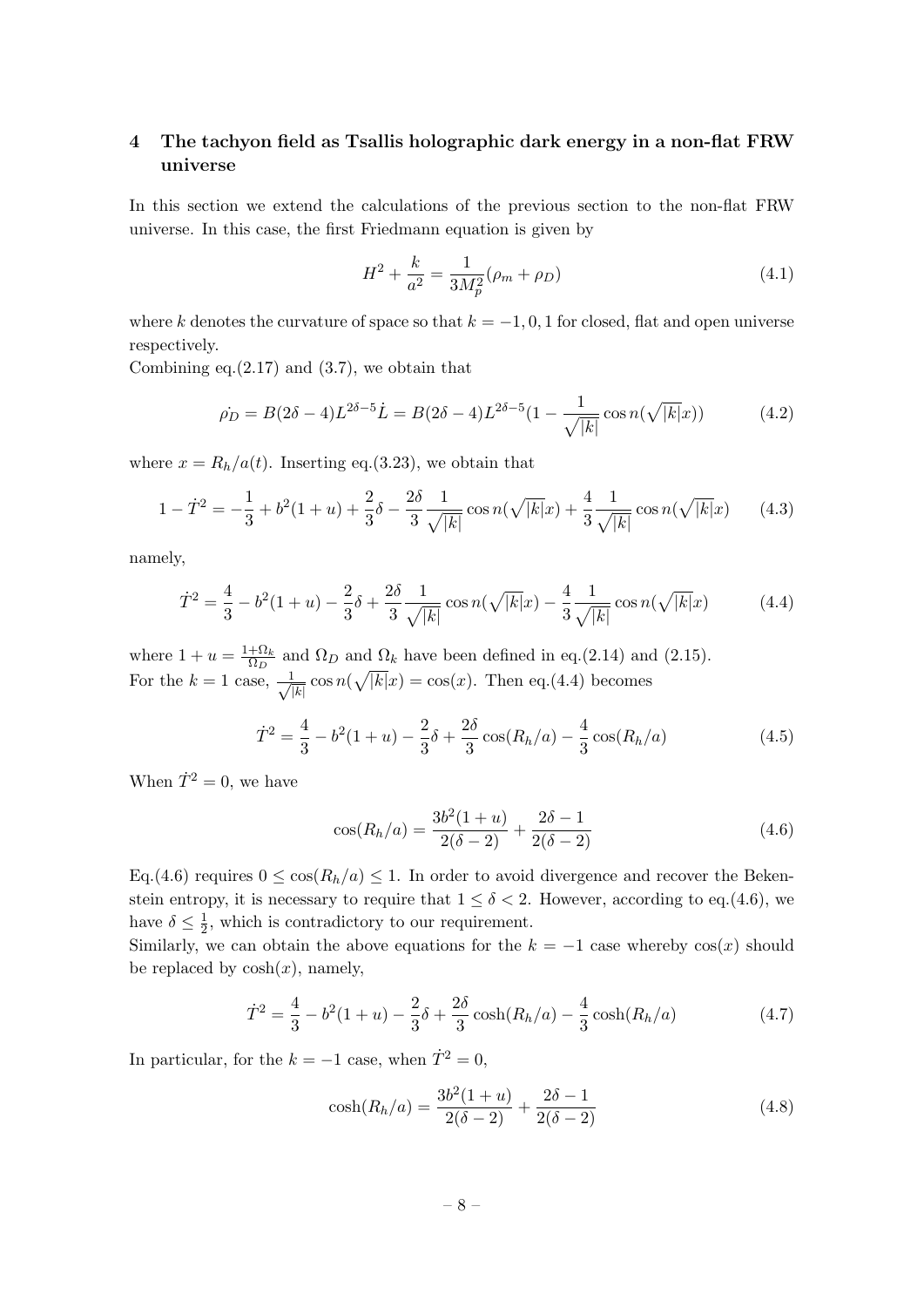## 4 The tachyon field as Tsallis holographic dark energy in a non-flat FRW universe

In this section we extend the calculations of the previous section to the non-flat FRW universe. In this case, the first Friedmann equation is given by

$$H^2 + \frac{k}{a^2} = \frac{1}{3M_p^2}(\rho_m + \rho_D) \tag{4.1}$$

where $k$ denotes the curvature of space so that $k = -1, 0, 1$ for closed, flat and open universe respectively.
Combining eq.(2.17) and (3.7), we obtain that

$$\dot{\rho_D} = B(2\delta - 4)L^{2\delta-5}\dot{L} = B(2\delta - 4)L^{2\delta-5}(1 - \frac{1}{\sqrt{|k|}}\cos n(\sqrt{|k|}x)) \tag{4.2}$$

where $x = R_h/a(t)$. Inserting eq.(3.23), we obtain that

$$1 - \dot{T}^2 = -\frac{1}{3} + b^2(1+u) + \frac{2}{3}\delta - \frac{2\delta}{3}\frac{1}{\sqrt{|k|}}\cos n(\sqrt{|k|}x) + \frac{4}{3}\frac{1}{\sqrt{|k|}}\cos n(\sqrt{|k|}x) \tag{4.3}$$

namely,

$$\dot{T}^2 = \frac{4}{3} - b^2(1+u) - \frac{2}{3}\delta + \frac{2\delta}{3}\frac{1}{\sqrt{|k|}}\cos n(\sqrt{|k|}x) - \frac{4}{3}\frac{1}{\sqrt{|k|}}\cos n(\sqrt{|k|}x) \tag{4.4}$$

where $1 + u = \frac{1+\Omega_k}{\Omega_D}$ and $\Omega_D$ and $\Omega_k$ have been defined in eq.(2.14) and (2.15).
For the $k = 1$ case, $\frac{1}{\sqrt{|k|}}\cos n(\sqrt{|k|}x) = \cos(x)$. Then eq.(4.4) becomes

$$\dot{T}^2 = \frac{4}{3} - b^2(1+u) - \frac{2}{3}\delta + \frac{2\delta}{3}\cos(R_h/a) - \frac{4}{3}\cos(R_h/a) \tag{4.5}$$

When $\dot{T}^2 = 0$, we have

$$\cos(R_h/a) = \frac{3b^2(1+u)}{2(\delta-2)} + \frac{2\delta-1}{2(\delta-2)} \tag{4.6}$$

Eq.(4.6) requires $0 \leq \cos(R_h/a) \leq 1$. In order to avoid divergence and recover the Bekenstein entropy, it is necessary to require that $1 \leq \delta < 2$. However, according to eq.(4.6), we have $\delta \leq \frac{1}{2}$, which is contradictory to our requirement.
Similarly, we can obtain the above equations for the $k = -1$ case whereby $\cos(x)$ should be replaced by $\cosh(x)$, namely,

$$\dot{T}^2 = \frac{4}{3} - b^2(1+u) - \frac{2}{3}\delta + \frac{2\delta}{3}\cosh(R_h/a) - \frac{4}{3}\cosh(R_h/a) \tag{4.7}$$

In particular, for the $k = -1$ case, when $\dot{T}^2 = 0$,

$$\cosh(R_h/a) = \frac{3b^2(1+u)}{2(\delta-2)} + \frac{2\delta-1}{2(\delta-2)} \tag{4.8}$$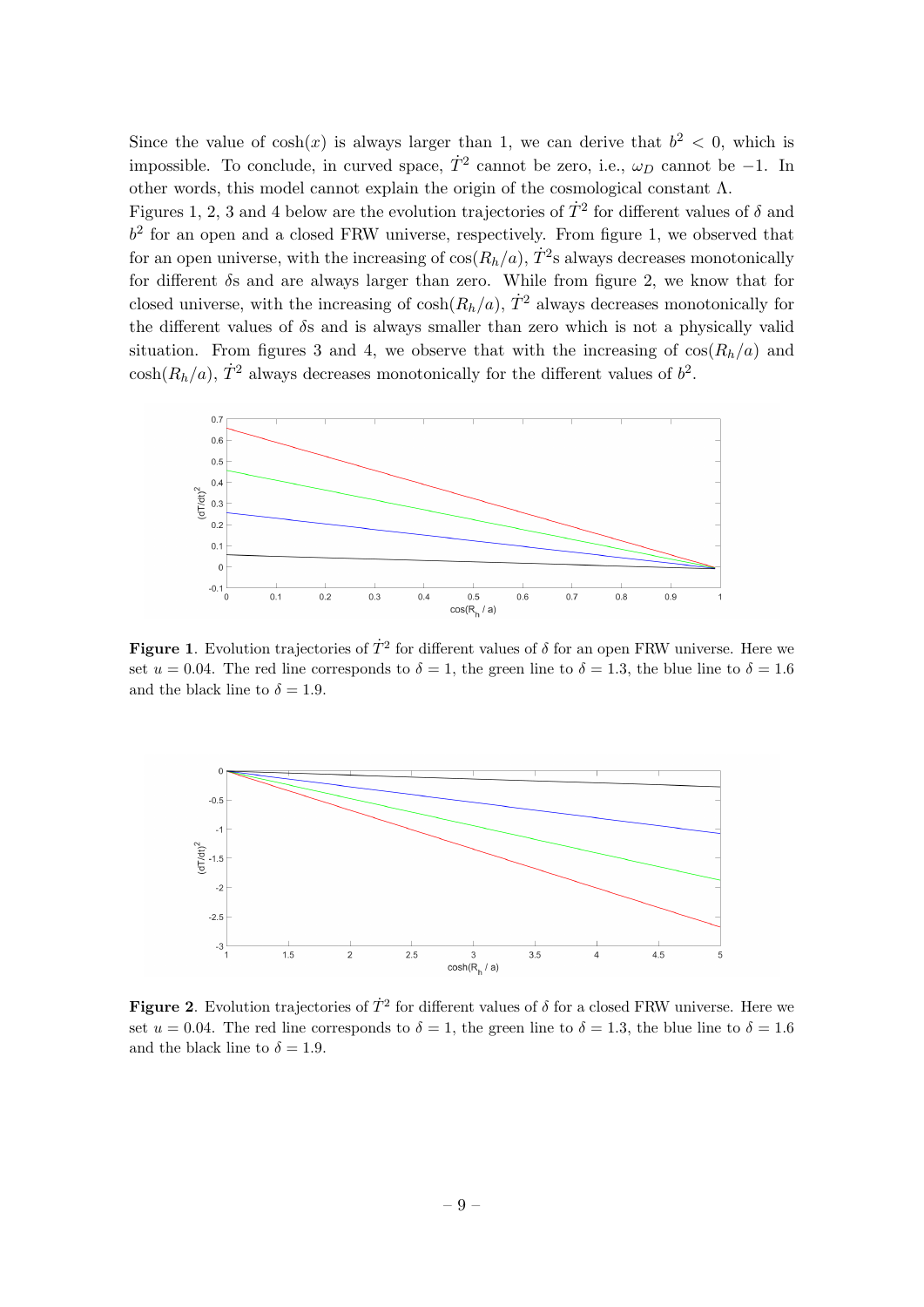Since the value of $\cosh(x)$ is always larger than 1, we can derive that $b^2 < 0$, which is impossible. To conclude, in curved space, $\dot{T}^2$ cannot be zero, i.e., $\omega_D$ cannot be $-1$. In other words, this model cannot explain the origin of the cosmological constant $\Lambda$.

Figures 1, 2, 3 and 4 below are the evolution trajectories of $\dot{T}^2$ for different values of $\delta$ and $b^2$ for an open and a closed FRW universe, respectively. From figure 1, we observed that for an open universe, with the increasing of $\cos(R_h/a)$, $\dot{T}^2$s always decreases monotonically for different $\delta$s and are always larger than zero. While from figure 2, we know that for closed universe, with the increasing of $\cosh(R_h/a)$, $\dot{T}^2$ always decreases monotonically for the different values of $\delta$s and is always smaller than zero which is not a physically valid situation. From figures 3 and 4, we observe that with the increasing of $\cos(R_h/a)$ and $\cosh(R_h/a)$, $\dot{T}^2$ always decreases monotonically for the different values of $b^2$.

**Figure 1**. Evolution trajectories of $\dot{T}^2$ for different values of $\delta$ for an open FRW universe. Here we set $u = 0.04$. The red line corresponds to $\delta = 1$, the green line to $\delta = 1.3$, the blue line to $\delta = 1.6$ and the black line to $\delta = 1.9$.

**Figure 2**. Evolution trajectories of $\dot{T}^2$ for different values of $\delta$ for a closed FRW universe. Here we set $u = 0.04$. The red line corresponds to $\delta = 1$, the green line to $\delta = 1.3$, the blue line to $\delta = 1.6$ and the black line to $\delta = 1.9$.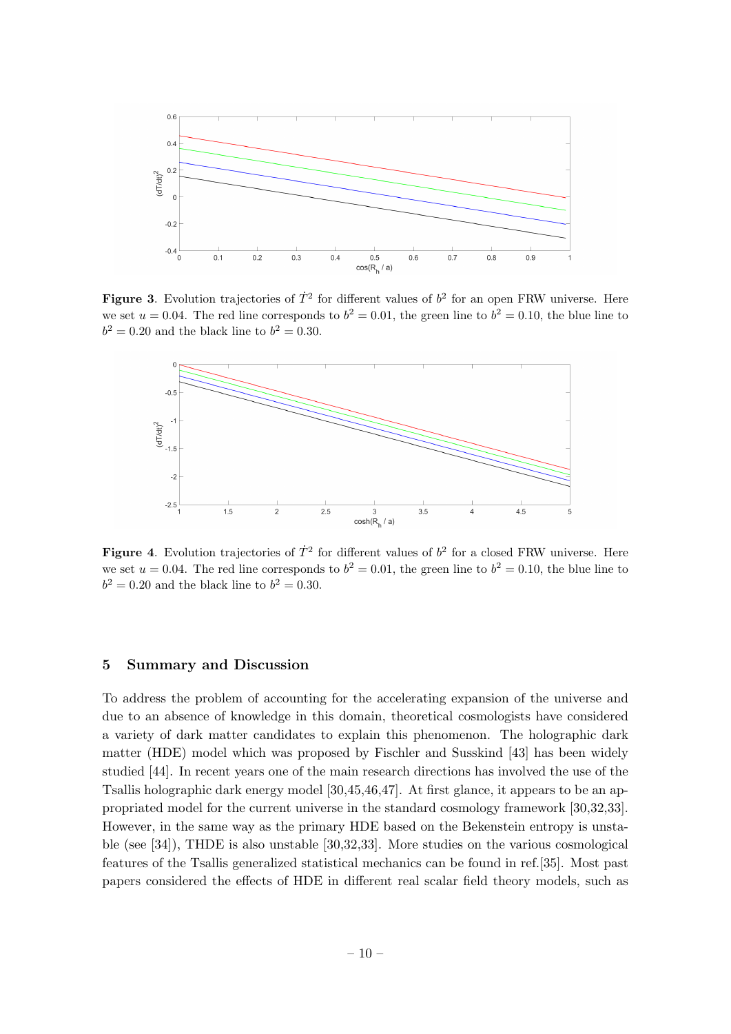**Figure 3**. Evolution trajectories of $\dot{T}^2$ for different values of $b^2$ for an open FRW universe. Here we set $u = 0.04$. The red line corresponds to $b^2 = 0.01$, the green line to $b^2 = 0.10$, the blue line to $b^2 = 0.20$ and the black line to $b^2 = 0.30$.

**Figure 4**. Evolution trajectories of $\dot{T}^2$ for different values of $b^2$ for a closed FRW universe. Here we set $u = 0.04$. The red line corresponds to $b^2 = 0.01$, the green line to $b^2 = 0.10$, the blue line to $b^2 = 0.20$ and the black line to $b^2 = 0.30$.

## 5 Summary and Discussion

To address the problem of accounting for the accelerating expansion of the universe and due to an absence of knowledge in this domain, theoretical cosmologists have considered a variety of dark matter candidates to explain this phenomenon. The holographic dark matter (HDE) model which was proposed by Fischler and Susskind [43] has been widely studied [44]. In recent years one of the main research directions has involved the use of the Tsallis holographic dark energy model [30,45,46,47]. At first glance, it appears to be an appropriated model for the current universe in the standard cosmology framework [30,32,33]. However, in the same way as the primary HDE based on the Bekenstein entropy is unstable (see [34]), THDE is also unstable [30,32,33]. More studies on the various cosmological features of the Tsallis generalized statistical mechanics can be found in ref.[35]. Most past papers considered the effects of HDE in different real scalar field theory models, such as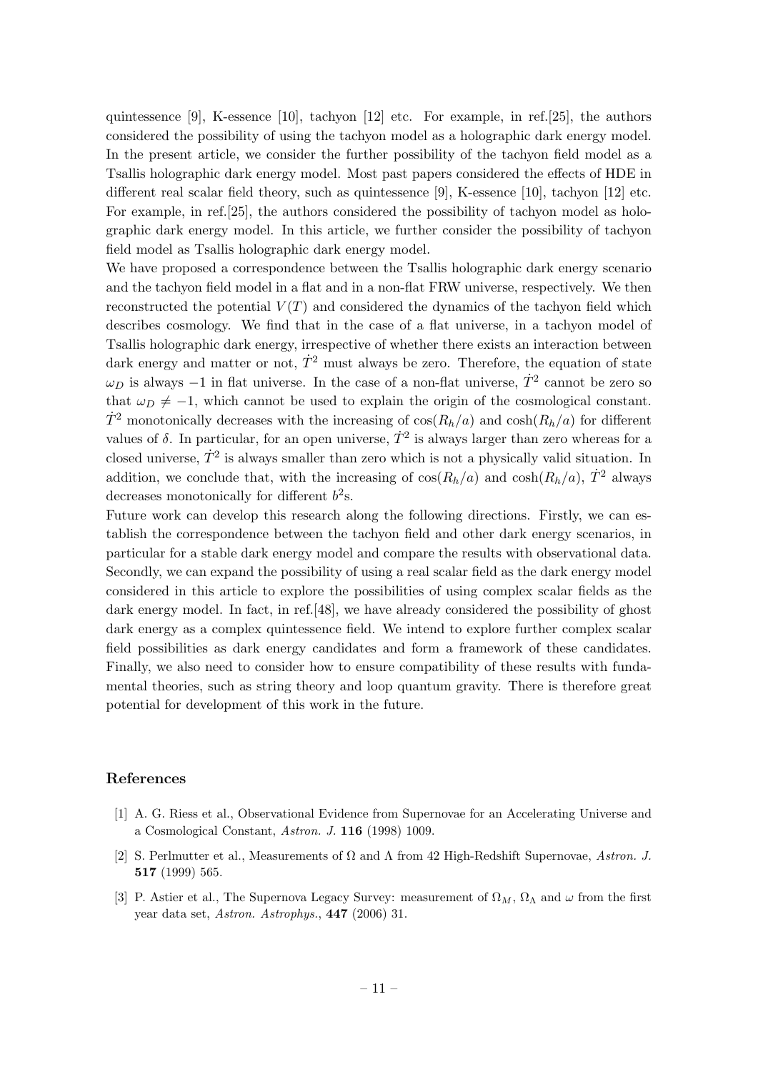quintessence [9], K-essence [10], tachyon [12] etc. For example, in ref.[25], the authors considered the possibility of using the tachyon model as a holographic dark energy model. In the present article, we consider the further possibility of the tachyon field model as a Tsallis holographic dark energy model. Most past papers considered the effects of HDE in different real scalar field theory, such as quintessence [9], K-essence [10], tachyon [12] etc. For example, in ref.[25], the authors considered the possibility of tachyon model as holographic dark energy model. In this article, we further consider the possibility of tachyon field model as Tsallis holographic dark energy model.

We have proposed a correspondence between the Tsallis holographic dark energy scenario and the tachyon field model in a flat and in a non-flat FRW universe, respectively. We then reconstructed the potential $V(T)$ and considered the dynamics of the tachyon field which describes cosmology. We find that in the case of a flat universe, in a tachyon model of Tsallis holographic dark energy, irrespective of whether there exists an interaction between dark energy and matter or not, $\dot{T}^2$ must always be zero. Therefore, the equation of state $\omega_D$ is always $-1$ in flat universe. In the case of a non-flat universe, $\dot{T}^2$ cannot be zero so that $\omega_D \neq -1$, which cannot be used to explain the origin of the cosmological constant. $\dot{T}^2$ monotonically decreases with the increasing of $\cos(R_h/a)$ and $\cosh(R_h/a)$ for different values of $\delta$. In particular, for an open universe, $\dot{T}^2$ is always larger than zero whereas for a closed universe, $\dot{T}^2$ is always smaller than zero which is not a physically valid situation. In addition, we conclude that, with the increasing of $\cos(R_h/a)$ and $\cosh(R_h/a)$, $\dot{T}^2$ always decreases monotonically for different $b^2$s.

Future work can develop this research along the following directions. Firstly, we can establish the correspondence between the tachyon field and other dark energy scenarios, in particular for a stable dark energy model and compare the results with observational data. Secondly, we can expand the possibility of using a real scalar field as the dark energy model considered in this article to explore the possibilities of using complex scalar fields as the dark energy model. In fact, in ref.[48], we have already considered the possibility of ghost dark energy as a complex quintessence field. We intend to explore further complex scalar field possibilities as dark energy candidates and form a framework of these candidates. Finally, we also need to consider how to ensure compatibility of these results with fundamental theories, such as string theory and loop quantum gravity. There is therefore great potential for development of this work in the future.

## References

[1] A. G. Riess et al., Observational Evidence from Supernovae for an Accelerating Universe and a Cosmological Constant, *Astron. J.* **116** (1998) 1009.

[2] S. Perlmutter et al., Measurements of $\Omega$ and $\Lambda$ from 42 High-Redshift Supernovae, *Astron. J.* **517** (1999) 565.

[3] P. Astier et al., The Supernova Legacy Survey: measurement of $\Omega_M$, $\Omega_\Lambda$ and $\omega$ from the first year data set, *Astron. Astrophys.*, **447** (2006) 31.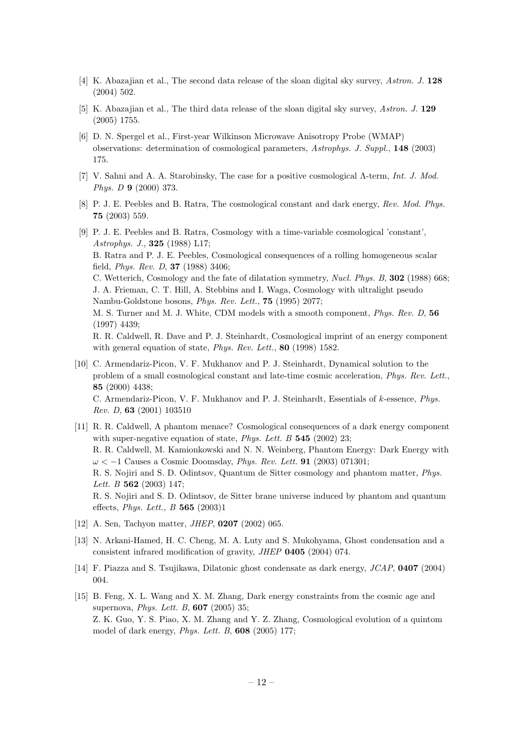[4] K. Abazajian et al., The second data release of the sloan digital sky survey, *Astron. J.* **128** (2004) 502.

[5] K. Abazajian et al., The third data release of the sloan digital sky survey, *Astron. J.* **129** (2005) 1755.

[6] D. N. Spergel et al., First-year Wilkinson Microwave Anisotropy Probe (WMAP) observations: determination of cosmological parameters, *Astrophys. J. Suppl.*, **148** (2003) 175.

[7] V. Sahni and A. A. Starobinsky, The case for a positive cosmological Λ-term, *Int. J. Mod. Phys. D* **9** (2000) 373.

[8] P. J. E. Peebles and B. Ratra, The cosmological constant and dark energy, *Rev. Mod. Phys.* **75** (2003) 559.

[9] P. J. E. Peebles and B. Ratra, Cosmology with a time-variable cosmological 'constant', *Astrophys. J.*, **325** (1988) L17;
B. Ratra and P. J. E. Peebles, Cosmological consequences of a rolling homogeneous scalar field, *Phys. Rev. D*, **37** (1988) 3406;
C. Wetterich, Cosmology and the fate of dilatation symmetry, *Nucl. Phys. B*, **302** (1988) 668;
J. A. Frieman, C. T. Hill, A. Stebbins and I. Waga, Cosmology with ultralight pseudo Nambu-Goldstone bosons, *Phys. Rev. Lett.*, **75** (1995) 2077;
M. S. Turner and M. J. White, CDM models with a smooth component, *Phys. Rev. D*, **56** (1997) 4439;
R. R. Caldwell, R. Dave and P. J. Steinhardt, Cosmological imprint of an energy component with general equation of state, *Phys. Rev. Lett.*, **80** (1998) 1582.

[10] C. Armendariz-Picon, V. F. Mukhanov and P. J. Steinhardt, Dynamical solution to the problem of a small cosmological constant and late-time cosmic acceleration, *Phys. Rev. Lett.*, **85** (2000) 4438;
C. Armendariz-Picon, V. F. Mukhanov and P. J. Steinhardt, Essentials of *k*-essence, *Phys. Rev. D*, **63** (2001) 103510

[11] R. R. Caldwell, A phantom menace? Cosmological consequences of a dark energy component with super-negative equation of state, *Phys. Lett. B* **545** (2002) 23;
R. R. Caldwell, M. Kamionkowski and N. N. Weinberg, Phantom Energy: Dark Energy with $\omega < -1$ Causes a Cosmic Doomsday, *Phys. Rev. Lett* **91** (2003) 071301;
R. S. Nojiri and S. D. Odintsov, Quantum de Sitter cosmology and phantom matter, *Phys. Lett. B* **562** (2003) 147;
R. S. Nojiri and S. D. Odintsov, de Sitter brane universe induced by phantom and quantum effects, *Phys. Lett., B* **565** (2003)1

[12] A. Sen, Tachyon matter, *JHEP*, **0207** (2002) 065.

[13] N. Arkani-Hamed, H. C. Cheng, M. A. Luty and S. Mukohyama, Ghost condensation and a consistent infrared modification of gravity, *JHEP* **0405** (2004) 074.

[14] F. Piazza and S. Tsujikawa, Dilatonic ghost condensate as dark energy, *JCAP*, **0407** (2004) 004.

[15] B. Feng, X. L. Wang and X. M. Zhang, Dark energy constraints from the cosmic age and supernova, *Phys. Lett. B*, **607** (2005) 35;
Z. K. Guo, Y. S. Piao, X. M. Zhang and Y. Z. Zhang, Cosmological evolution of a quintom model of dark energy, *Phys. Lett. B*, **608** (2005) 177;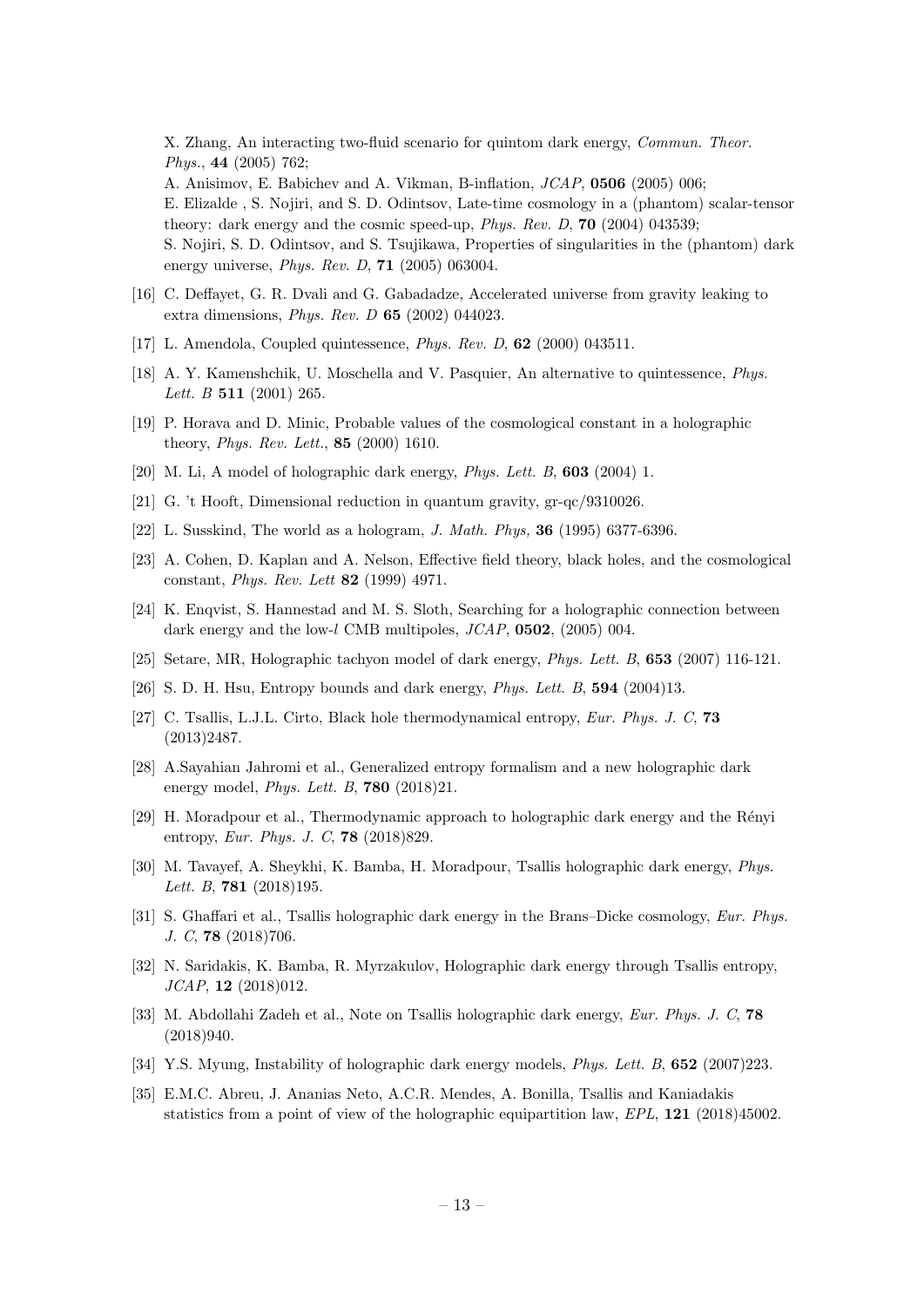X. Zhang, An interacting two-fluid scenario for quintom dark energy, *Commun. Theor. Phys.*, **44** (2005) 762;
A. Anisimov, E. Babichev and A. Vikman, B-inflation, *JCAP*, **0506** (2005) 006;
E. Elizalde , S. Nojiri, and S. D. Odintsov, Late-time cosmology in a (phantom) scalar-tensor theory: dark energy and the cosmic speed-up, *Phys. Rev. D*, **70** (2004) 043539;
S. Nojiri, S. D. Odintsov, and S. Tsujikawa, Properties of singularities in the (phantom) dark energy universe, *Phys. Rev. D*, **71** (2005) 063004.

[16] C. Deffayet, G. R. Dvali and G. Gabadadze, Accelerated universe from gravity leaking to extra dimensions, *Phys. Rev. D* **65** (2002) 044023.

[17] L. Amendola, Coupled quintessence, *Phys. Rev. D*, **62** (2000) 043511.

[18] A. Y. Kamenshchik, U. Moschella and V. Pasquier, An alternative to quintessence, *Phys. Lett. B* **511** (2001) 265.

[19] P. Horava and D. Minic, Probable values of the cosmological constant in a holographic theory, *Phys. Rev. Lett.*, **85** (2000) 1610.

[20] M. Li, A model of holographic dark energy, *Phys. Lett. B*, **603** (2004) 1.

[21] G. 't Hooft, Dimensional reduction in quantum gravity, gr-qc/9310026.

[22] L. Susskind, The world as a hologram, *J. Math. Phys,* **36** (1995) 6377-6396.

[23] A. Cohen, D. Kaplan and A. Nelson, Effective field theory, black holes, and the cosmological constant, *Phys. Rev. Lett* **82** (1999) 4971.

[24] K. Enqvist, S. Hannestad and M. S. Sloth, Searching for a holographic connection between dark energy and the low-$l$ CMB multipoles, *JCAP*, **0502**, (2005) 004.

[25] Setare, MR, Holographic tachyon model of dark energy, *Phys. Lett. B*, **653** (2007) 116-121.

[26] S. D. H. Hsu, Entropy bounds and dark energy, *Phys. Lett. B*, **594** (2004)13.

[27] C. Tsallis, L.J.L. Cirto, Black hole thermodynamical entropy, *Eur. Phys. J. C*, **73** (2013)2487.

[28] A.Sayahian Jahromi et al., Generalized entropy formalism and a new holographic dark energy model, *Phys. Lett. B*, **780** (2018)21.

[29] H. Moradpour et al., Thermodynamic approach to holographic dark energy and the Rényi entropy, *Eur. Phys. J. C*, **78** (2018)829.

[30] M. Tavayef, A. Sheykhi, K. Bamba, H. Moradpour, Tsallis holographic dark energy, *Phys. Lett. B*, **781** (2018)195.

[31] S. Ghaffari et al., Tsallis holographic dark energy in the Brans–Dicke cosmology, *Eur. Phys. J. C*, **78** (2018)706.

[32] N. Saridakis, K. Bamba, R. Myrzakulov, Holographic dark energy through Tsallis entropy, *JCAP*, **12** (2018)012.

[33] M. Abdollahi Zadeh et al., Note on Tsallis holographic dark energy, *Eur. Phys. J. C*, **78** (2018)940.

[34] Y.S. Myung, Instability of holographic dark energy models, *Phys. Lett. B*, **652** (2007)223.

[35] E.M.C. Abreu, J. Ananias Neto, A.C.R. Mendes, A. Bonilla, Tsallis and Kaniadakis statistics from a point of view of the holographic equipartition law, *EPL*, **121** (2018)45002.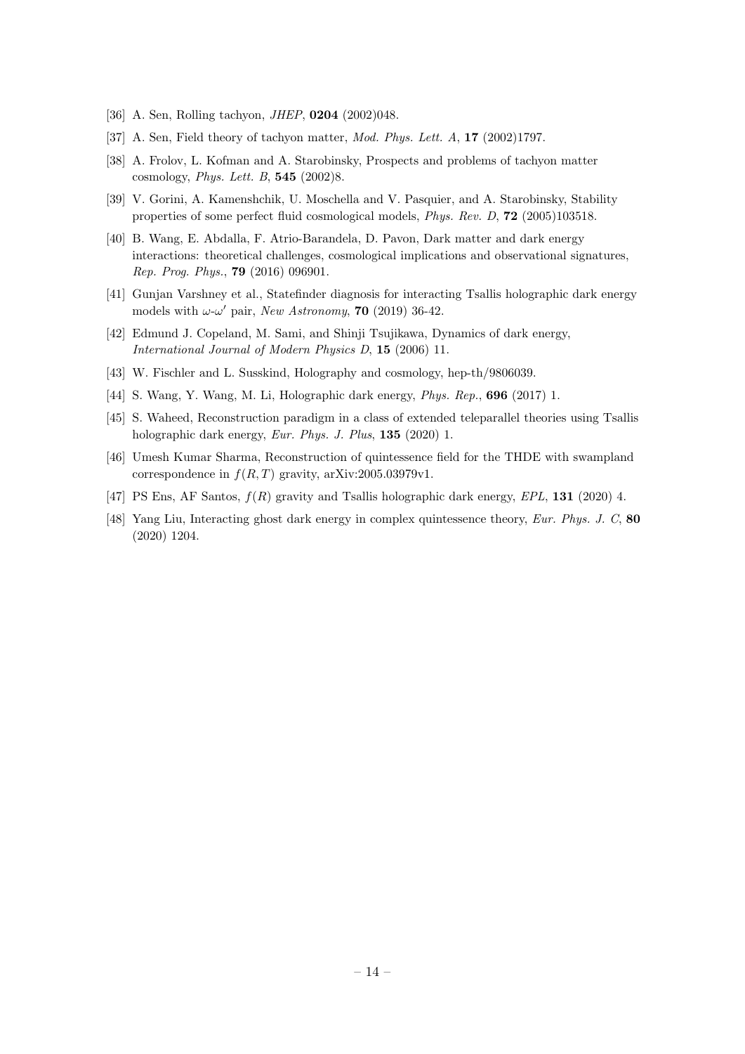[36] A. Sen, Rolling tachyon, *JHEP*, **0204** (2002)048.

[37] A. Sen, Field theory of tachyon matter, *Mod. Phys. Lett. A*, **17** (2002)1797.

[38] A. Frolov, L. Kofman and A. Starobinsky, Prospects and problems of tachyon matter cosmology, *Phys. Lett. B*, **545** (2002)8.

[39] V. Gorini, A. Kamenshchik, U. Moschella and V. Pasquier, and A. Starobinsky, Stability properties of some perfect fluid cosmological models, *Phys. Rev. D*, **72** (2005)103518.

[40] B. Wang, E. Abdalla, F. Atrio-Barandela, D. Pavon, Dark matter and dark energy interactions: theoretical challenges, cosmological implications and observational signatures, *Rep. Prog. Phys.*, **79** (2016) 096901.

[41] Gunjan Varshney et al., Statefinder diagnosis for interacting Tsallis holographic dark energy models with $\omega$-$\omega'$ pair, *New Astronomy*, **70** (2019) 36-42.

[42] Edmund J. Copeland, M. Sami, and Shinji Tsujikawa, Dynamics of dark energy, *International Journal of Modern Physics D*, **15** (2006) 11.

[43] W. Fischler and L. Susskind, Holography and cosmology, hep-th/9806039.

[44] S. Wang, Y. Wang, M. Li, Holographic dark energy, *Phys. Rep.*, **696** (2017) 1.

[45] S. Waheed, Reconstruction paradigm in a class of extended teleparallel theories using Tsallis holographic dark energy, *Eur. Phys. J. Plus*, **135** (2020) 1.

[46] Umesh Kumar Sharma, Reconstruction of quintessence field for the THDE with swampland correspondence in $f(R,T)$ gravity, arXiv:2005.03979v1.

[47] PS Ens, AF Santos, $f(R)$ gravity and Tsallis holographic dark energy, *EPL*, **131** (2020) 4.

[48] Yang Liu, Interacting ghost dark energy in complex quintessence theory, *Eur. Phys. J. C*, **80** (2020) 1204.